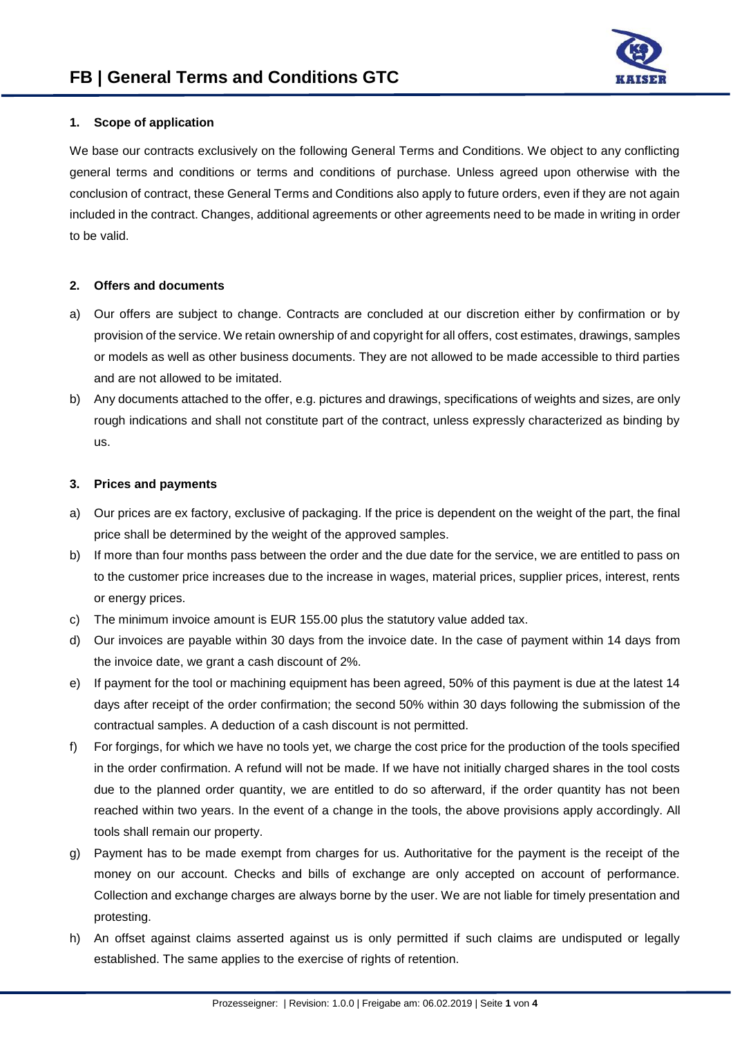# FB | General Terms and Conditions GTC

## 1. Scope of application

We base our contracts exclusively on the following General Terms and Conditions. We object to any conflicting general terms and conditions or terms and conditions of purchase. Unless agreed upon otherwise with the conclusion of contract, these General Terms and Conditions also apply to future orders, even if they are not again included in the contract. Changes, additional agreements or other agreements need to be made in writing in order to be valid.

## 2. Offers and documents

a) Our offers are subject to change. Contracts are concluded at our discretion either by confirmation or by provision of the service. We retain ownership of and copyright for all offers, cost estimates, drawings, samples or models as well as other business documents. They are not allowed to be made accessible to third parties and are not allowed to be imitated.

b) Any documents attached to the offer, e.g. pictures and drawings, specifications of weights and sizes, are only rough indications and shall not constitute part of the contract, unless expressly characterized as binding by us.

## 3. Prices and payments

a) Our prices are ex factory, exclusive of packaging. If the price is dependent on the weight of the part, the final price shall be determined by the weight of the approved samples.

b) If more than four months pass between the order and the due date for the service, we are entitled to pass on to the customer price increases due to the increase in wages, material prices, supplier prices, interest, rents or energy prices.

c) The minimum invoice amount is EUR 155.00 plus the statutory value added tax.

d) Our invoices are payable within 30 days from the invoice date. In the case of payment within 14 days from the invoice date, we grant a cash discount of 2%.

e) If payment for the tool or machining equipment has been agreed, 50% of this payment is due at the latest 14 days after receipt of the order confirmation; the second 50% within 30 days following the submission of the contractual samples. A deduction of a cash discount is not permitted.

f) For forgings, for which we have no tools yet, we charge the cost price for the production of the tools specified in the order confirmation. A refund will not be made. If we have not initially charged shares in the tool costs due to the planned order quantity, we are entitled to do so afterward, if the order quantity has not been reached within two years. In the event of a change in the tools, the above provisions apply accordingly. All tools shall remain our property.

g) Payment has to be made exempt from charges for us. Authoritative for the payment is the receipt of the money on our account. Checks and bills of exchange are only accepted on account of performance. Collection and exchange charges are always borne by the user. We are not liable for timely presentation and protesting.

h) An offset against claims asserted against us is only permitted if such claims are undisputed or legally established. The same applies to the exercise of rights of retention.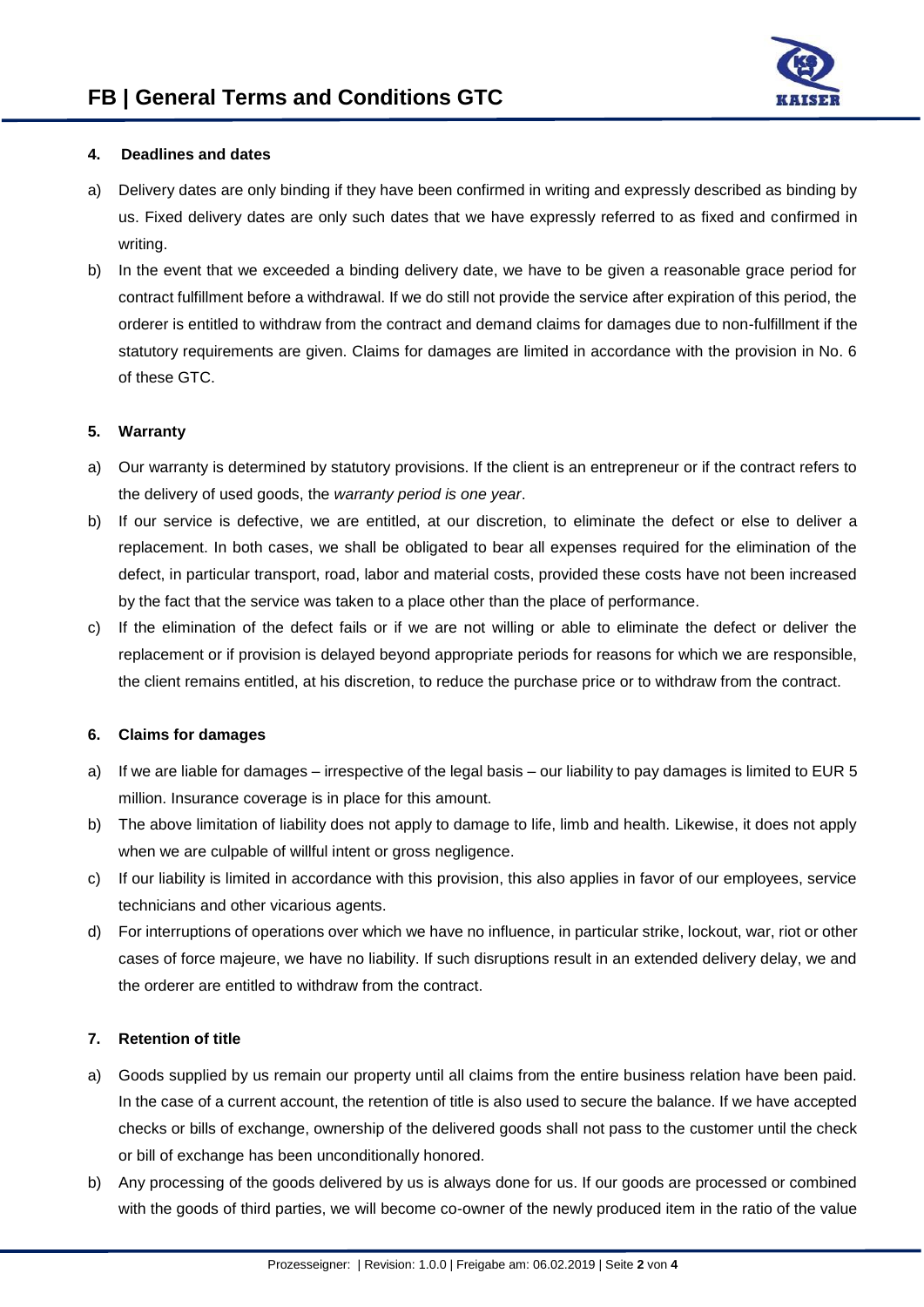## 4. Deadlines and dates

a) Delivery dates are only binding if they have been confirmed in writing and expressly described as binding by us. Fixed delivery dates are only such dates that we have expressly referred to as fixed and confirmed in writing.

b) In the event that we exceeded a binding delivery date, we have to be given a reasonable grace period for contract fulfillment before a withdrawal. If we do still not provide the service after expiration of this period, the orderer is entitled to withdraw from the contract and demand claims for damages due to non-fulfillment if the statutory requirements are given. Claims for damages are limited in accordance with the provision in No. 6 of these GTC.

## 5. Warranty

a) Our warranty is determined by statutory provisions. If the client is an entrepreneur or if the contract refers to the delivery of used goods, the *warranty period is one year*.

b) If our service is defective, we are entitled, at our discretion, to eliminate the defect or else to deliver a replacement. In both cases, we shall be obligated to bear all expenses required for the elimination of the defect, in particular transport, road, labor and material costs, provided these costs have not been increased by the fact that the service was taken to a place other than the place of performance.

c) If the elimination of the defect fails or if we are not willing or able to eliminate the defect or deliver the replacement or if provision is delayed beyond appropriate periods for reasons for which we are responsible, the client remains entitled, at his discretion, to reduce the purchase price or to withdraw from the contract.

## 6. Claims for damages

a) If we are liable for damages – irrespective of the legal basis – our liability to pay damages is limited to EUR 5 million. Insurance coverage is in place for this amount.

b) The above limitation of liability does not apply to damage to life, limb and health. Likewise, it does not apply when we are culpable of willful intent or gross negligence.

c) If our liability is limited in accordance with this provision, this also applies in favor of our employees, service technicians and other vicarious agents.

d) For interruptions of operations over which we have no influence, in particular strike, lockout, war, riot or other cases of force majeure, we have no liability. If such disruptions result in an extended delivery delay, we and the orderer are entitled to withdraw from the contract.

## 7. Retention of title

a) Goods supplied by us remain our property until all claims from the entire business relation have been paid. In the case of a current account, the retention of title is also used to secure the balance. If we have accepted checks or bills of exchange, ownership of the delivered goods shall not pass to the customer until the check or bill of exchange has been unconditionally honored.

b) Any processing of the goods delivered by us is always done for us. If our goods are processed or combined with the goods of third parties, we will become co-owner of the newly produced item in the ratio of the value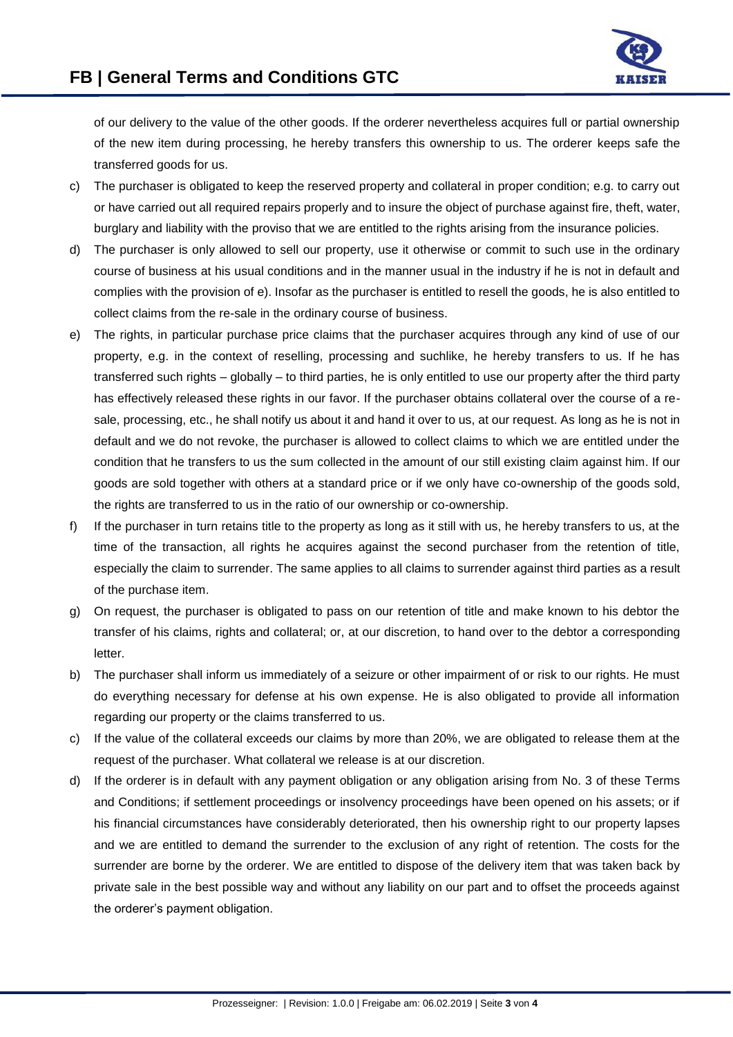of our delivery to the value of the other goods. If the orderer nevertheless acquires full or partial ownership of the new item during processing, he hereby transfers this ownership to us. The orderer keeps safe the transferred goods for us.

c) The purchaser is obligated to keep the reserved property and collateral in proper condition; e.g. to carry out or have carried out all required repairs properly and to insure the object of purchase against fire, theft, water, burglary and liability with the proviso that we are entitled to the rights arising from the insurance policies.

d) The purchaser is only allowed to sell our property, use it otherwise or commit to such use in the ordinary course of business at his usual conditions and in the manner usual in the industry if he is not in default and complies with the provision of e). Insofar as the purchaser is entitled to resell the goods, he is also entitled to collect claims from the re-sale in the ordinary course of business.

e) The rights, in particular purchase price claims that the purchaser acquires through any kind of use of our property, e.g. in the context of reselling, processing and suchlike, he hereby transfers to us. If he has transferred such rights – globally – to third parties, he is only entitled to use our property after the third party has effectively released these rights in our favor. If the purchaser obtains collateral over the course of a re-sale, processing, etc., he shall notify us about it and hand it over to us, at our request. As long as he is not in default and we do not revoke, the purchaser is allowed to collect claims to which we are entitled under the condition that he transfers to us the sum collected in the amount of our still existing claim against him. If our goods are sold together with others at a standard price or if we only have co-ownership of the goods sold, the rights are transferred to us in the ratio of our ownership or co-ownership.

f) If the purchaser in turn retains title to the property as long as it still with us, he hereby transfers to us, at the time of the transaction, all rights he acquires against the second purchaser from the retention of title, especially the claim to surrender. The same applies to all claims to surrender against third parties as a result of the purchase item.

g) On request, the purchaser is obligated to pass on our retention of title and make known to his debtor the transfer of his claims, rights and collateral; or, at our discretion, to hand over to the debtor a corresponding letter.

b) The purchaser shall inform us immediately of a seizure or other impairment of or risk to our rights. He must do everything necessary for defense at his own expense. He is also obligated to provide all information regarding our property or the claims transferred to us.

c) If the value of the collateral exceeds our claims by more than 20%, we are obligated to release them at the request of the purchaser. What collateral we release is at our discretion.

d) If the orderer is in default with any payment obligation or any obligation arising from No. 3 of these Terms and Conditions; if settlement proceedings or insolvency proceedings have been opened on his assets; or if his financial circumstances have considerably deteriorated, then his ownership right to our property lapses and we are entitled to demand the surrender to the exclusion of any right of retention. The costs for the surrender are borne by the orderer. We are entitled to dispose of the delivery item that was taken back by private sale in the best possible way and without any liability on our part and to offset the proceeds against the orderer's payment obligation.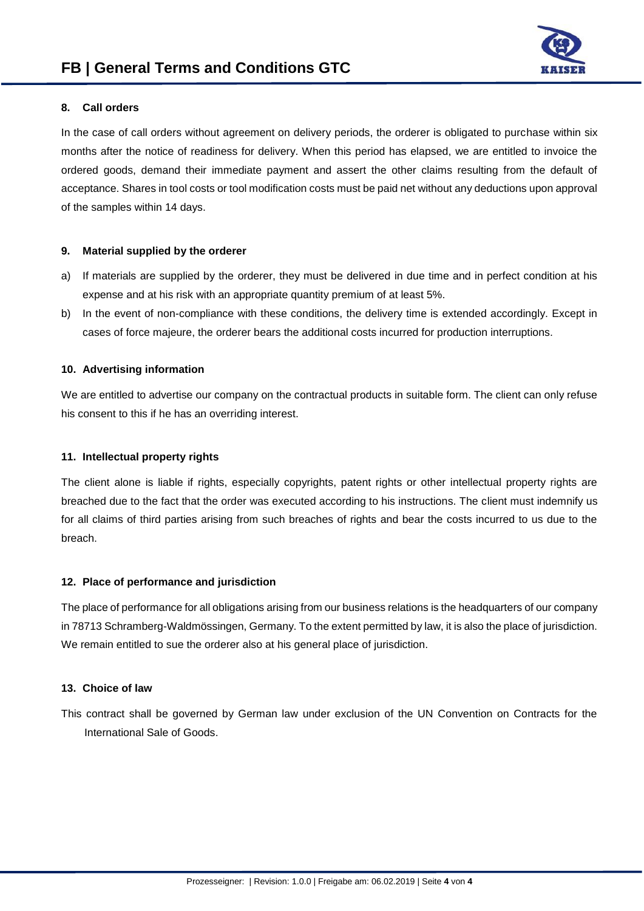#### 8. Call orders

In the case of call orders without agreement on delivery periods, the orderer is obligated to purchase within six months after the notice of readiness for delivery. When this period has elapsed, we are entitled to invoice the ordered goods, demand their immediate payment and assert the other claims resulting from the default of acceptance. Shares in tool costs or tool modification costs must be paid net without any deductions upon approval of the samples within 14 days.

#### 9. Material supplied by the orderer

a) If materials are supplied by the orderer, they must be delivered in due time and in perfect condition at his expense and at his risk with an appropriate quantity premium of at least 5%.

b) In the event of non-compliance with these conditions, the delivery time is extended accordingly. Except in cases of force majeure, the orderer bears the additional costs incurred for production interruptions.

#### 10. Advertising information

We are entitled to advertise our company on the contractual products in suitable form. The client can only refuse his consent to this if he has an overriding interest.

#### 11. Intellectual property rights

The client alone is liable if rights, especially copyrights, patent rights or other intellectual property rights are breached due to the fact that the order was executed according to his instructions. The client must indemnify us for all claims of third parties arising from such breaches of rights and bear the costs incurred to us due to the breach.

#### 12. Place of performance and jurisdiction

The place of performance for all obligations arising from our business relations is the headquarters of our company in 78713 Schramberg-Waldmössingen, Germany. To the extent permitted by law, it is also the place of jurisdiction. We remain entitled to sue the orderer also at his general place of jurisdiction.

#### 13. Choice of law

This contract shall be governed by German law under exclusion of the UN Convention on Contracts for the International Sale of Goods.